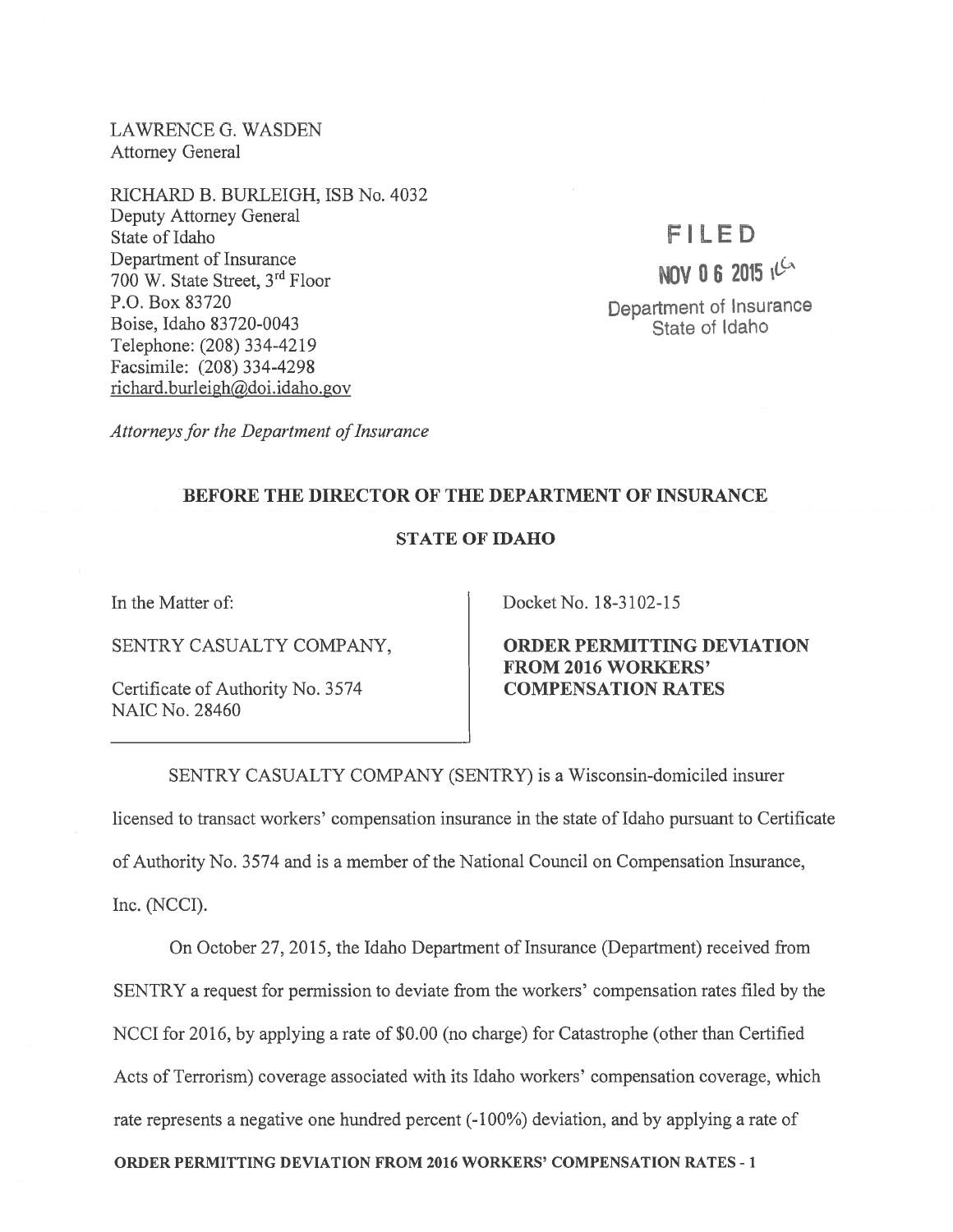LAWRENCE G. WASDEN
Attorney General

RICHARD B. BURLEIGH, ISB No. 4032
Deputy Attorney General
State of Idaho
Department of Insurance
700 W. State Street, 3rd Floor
P.O. Box 83720
Boise, Idaho 83720-0043
Telephone: (208) 334-4219
Facsimile: (208) 334-4298
richard.burleigh@doi.idaho.gov

*Attorneys for the Department of Insurance*

FILED
NOV 06 2015
Department of Insurance
State of Idaho

## BEFORE THE DIRECTOR OF THE DEPARTMENT OF INSURANCE

## STATE OF IDAHO

In the Matter of:

SENTRY CASUALTY COMPANY,

Certificate of Authority No. 3574
NAIC No. 28460

Docket No. 18-3102-15

**ORDER PERMITTING DEVIATION FROM 2016 WORKERS' COMPENSATION RATES**

SENTRY CASUALTY COMPANY (SENTRY) is a Wisconsin-domiciled insurer licensed to transact workers' compensation insurance in the state of Idaho pursuant to Certificate of Authority No. 3574 and is a member of the National Council on Compensation Insurance, Inc. (NCCI).

On October 27, 2015, the Idaho Department of Insurance (Department) received from SENTRY a request for permission to deviate from the workers' compensation rates filed by the NCCI for 2016, by applying a rate of $0.00 (no charge) for Catastrophe (other than Certified Acts of Terrorism) coverage associated with its Idaho workers' compensation coverage, which rate represents a negative one hundred percent (-100%) deviation, and by applying a rate of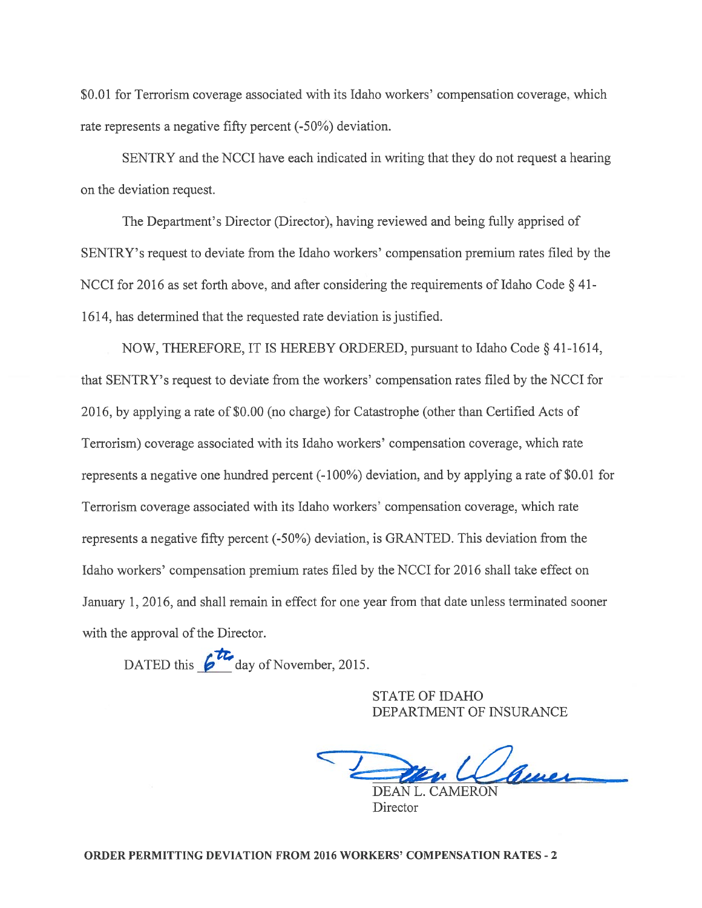$0.01 for Terrorism coverage associated with its Idaho workers' compensation coverage, which rate represents a negative fifty percent (-50%) deviation.

SENTRY and the NCCI have each indicated in writing that they do not request a hearing on the deviation request.

The Department's Director (Director), having reviewed and being fully apprised of SENTRY's request to deviate from the Idaho workers' compensation premium rates filed by the NCCI for 2016 as set forth above, and after considering the requirements of Idaho Code § 41-1614, has determined that the requested rate deviation is justified.

NOW, THEREFORE, IT IS HEREBY ORDERED, pursuant to Idaho Code § 41-1614, that SENTRY's request to deviate from the workers' compensation rates filed by the NCCI for 2016, by applying a rate of $0.00 (no charge) for Catastrophe (other than Certified Acts of Terrorism) coverage associated with its Idaho workers' compensation coverage, which rate represents a negative one hundred percent (-100%) deviation, and by applying a rate of $0.01 for Terrorism coverage associated with its Idaho workers' compensation coverage, which rate represents a negative fifty percent (-50%) deviation, is GRANTED. This deviation from the Idaho workers' compensation premium rates filed by the NCCI for 2016 shall take effect on January 1, 2016, and shall remain in effect for one year from that date unless terminated sooner with the approval of the Director.

DATED this 6th day of November, 2015.

STATE OF IDAHO
DEPARTMENT OF INSURANCE

DEAN L. CAMERON
Director

**ORDER PERMITTING DEVIATION FROM 2016 WORKERS' COMPENSATION RATES - 2**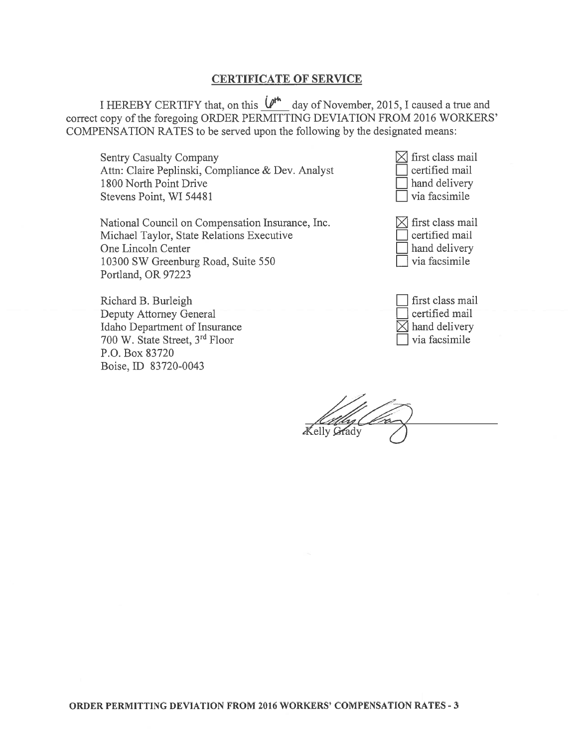## CERTIFICATE OF SERVICE

I HEREBY CERTIFY that, on this 6th day of November, 2015, I caused a true and correct copy of the foregoing ORDER PERMITTING DEVIATION FROM 2016 WORKERS' COMPENSATION RATES to be served upon the following by the designated means:

| | |
|---|---|
| Sentry Casualty Company<br>Attn: Claire Peplinski, Compliance & Dev. Analyst<br>1800 North Point Drive<br>Stevens Point, WI 54481 | ☒ first class mail<br>☐ certified mail<br>☐ hand delivery<br>☐ via facsimile |
| National Council on Compensation Insurance, Inc.<br>Michael Taylor, State Relations Executive<br>One Lincoln Center<br>10300 SW Greenburg Road, Suite 550<br>Portland, OR 97223 | ☒ first class mail<br>☐ certified mail<br>☐ hand delivery<br>☐ via facsimile |
| Richard B. Burleigh<br>Deputy Attorney General<br>Idaho Department of Insurance<br>700 W. State Street, 3rd Floor<br>P.O. Box 83720<br>Boise, ID 83720-0043 | ☐ first class mail<br>☐ certified mail<br>☒ hand delivery<br>☐ via facsimile |

Kelly Grady